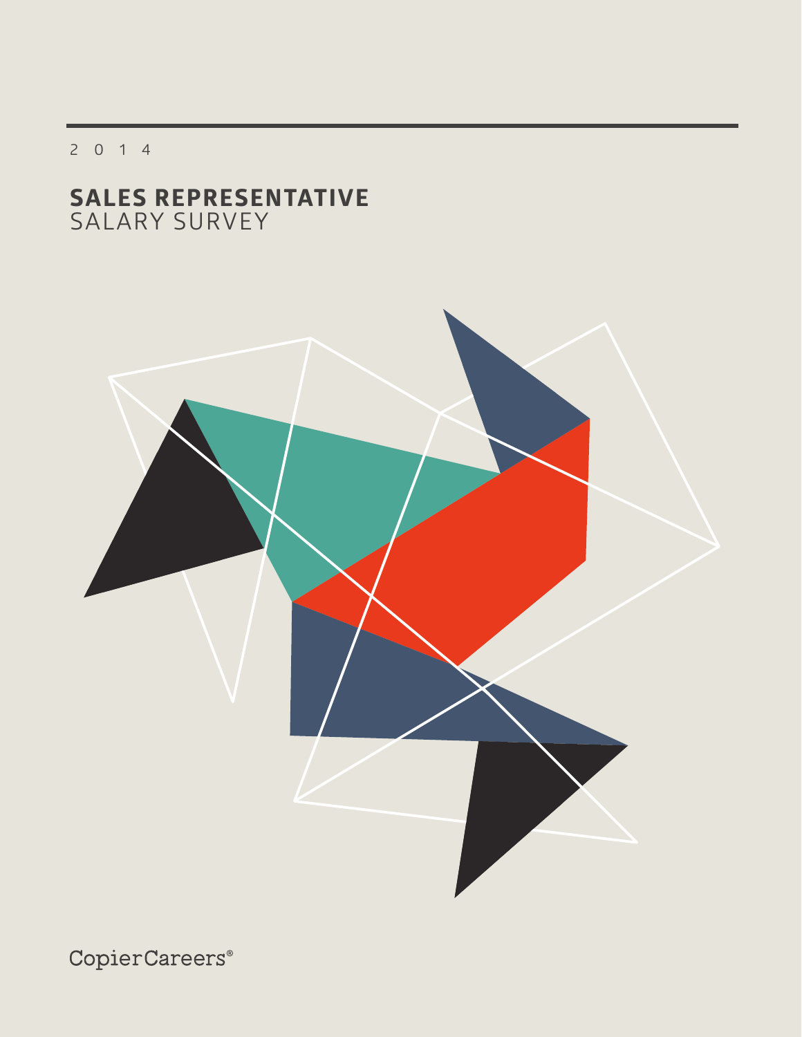2 0 1 4

# SALES REPRESENTATIVE
## SALARY SURVEY

CopierCareers®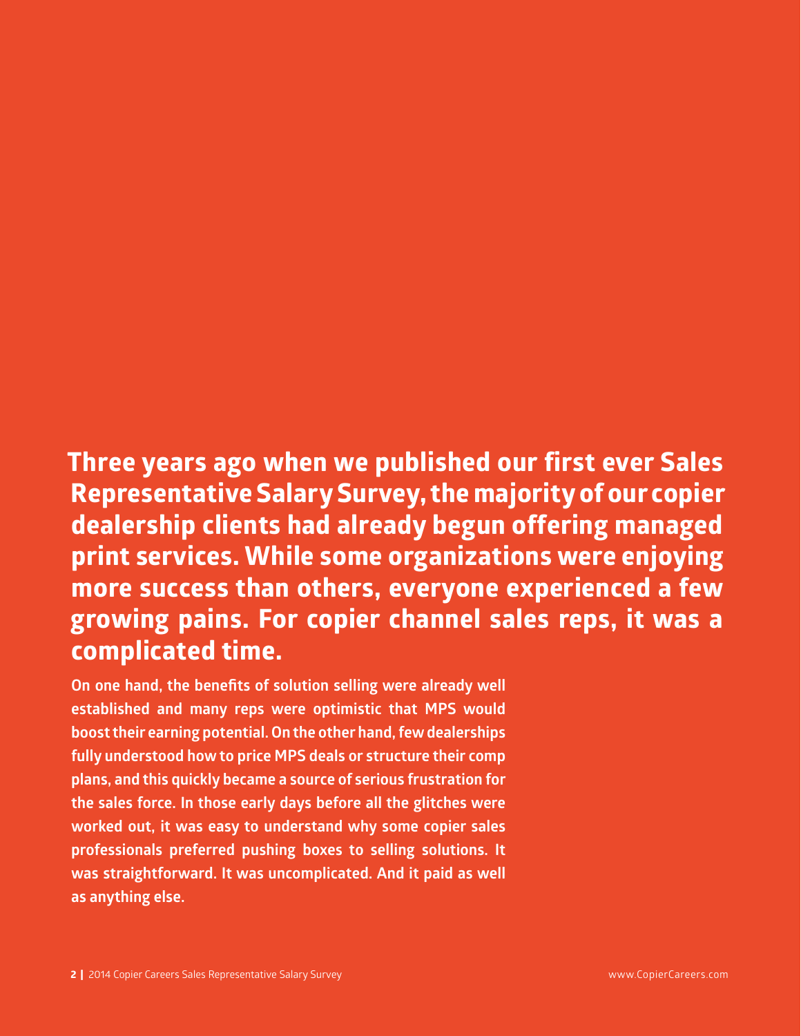**Three years ago when we published our first ever Sales Representative Salary Survey, the majority of our copier dealership clients had already begun offering managed print services. While some organizations were enjoying more success than others, everyone experienced a few growing pains. For copier channel sales reps, it was a complicated time.**

On one hand, the benefits of solution selling were already well established and many reps were optimistic that MPS would boost their earning potential. On the other hand, few dealerships fully understood how to price MPS deals or structure their comp plans, and this quickly became a source of serious frustration for the sales force. In those early days before all the glitches were worked out, it was easy to understand why some copier sales professionals preferred pushing boxes to selling solutions. It was straightforward. It was uncomplicated. And it paid as well as anything else.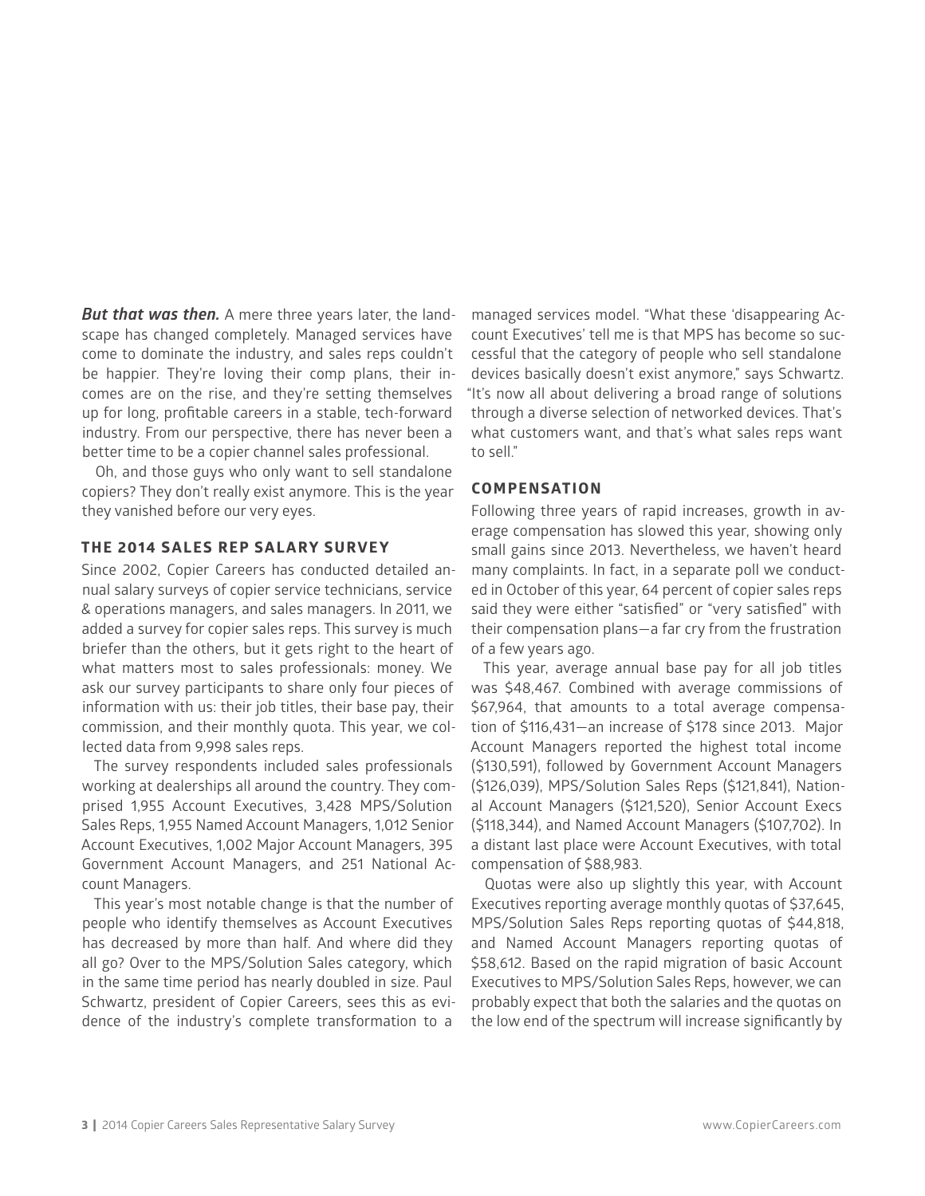***But that was then.*** A mere three years later, the landscape has changed completely. Managed services have come to dominate the industry, and sales reps couldn't be happier. They're loving their comp plans, their incomes are on the rise, and they're setting themselves up for long, profitable careers in a stable, tech-forward industry. From our perspective, there has never been a better time to be a copier channel sales professional.

Oh, and those guys who only want to sell standalone copiers? They don't really exist anymore. This is the year they vanished before our very eyes.

## THE 2014 SALES REP SALARY SURVEY

Since 2002, Copier Careers has conducted detailed annual salary surveys of copier service technicians, service & operations managers, and sales managers. In 2011, we added a survey for copier sales reps. This survey is much briefer than the others, but it gets right to the heart of what matters most to sales professionals: money. We ask our survey participants to share only four pieces of information with us: their job titles, their base pay, their commission, and their monthly quota. This year, we collected data from 9,998 sales reps.

The survey respondents included sales professionals working at dealerships all around the country. They comprised 1,955 Account Executives, 3,428 MPS/Solution Sales Reps, 1,955 Named Account Managers, 1,012 Senior Account Executives, 1,002 Major Account Managers, 395 Government Account Managers, and 251 National Account Managers.

This year's most notable change is that the number of people who identify themselves as Account Executives has decreased by more than half. And where did they all go? Over to the MPS/Solution Sales category, which in the same time period has nearly doubled in size. Paul Schwartz, president of Copier Careers, sees this as evidence of the industry's complete transformation to a managed services model. "What these 'disappearing Account Executives' tell me is that MPS has become so successful that the category of people who sell standalone devices basically doesn't exist anymore," says Schwartz. "It's now all about delivering a broad range of solutions through a diverse selection of networked devices. That's what customers want, and that's what sales reps want to sell."

## COMPENSATION

Following three years of rapid increases, growth in average compensation has slowed this year, showing only small gains since 2013. Nevertheless, we haven't heard many complaints. In fact, in a separate poll we conducted in October of this year, 64 percent of copier sales reps said they were either "satisfied" or "very satisfied" with their compensation plans—a far cry from the frustration of a few years ago.

This year, average annual base pay for all job titles was $48,467. Combined with average commissions of $67,964, that amounts to a total average compensation of $116,431—an increase of $178 since 2013. Major Account Managers reported the highest total income ($130,591), followed by Government Account Managers ($126,039), MPS/Solution Sales Reps ($121,841), National Account Managers ($121,520), Senior Account Execs ($118,344), and Named Account Managers ($107,702). In a distant last place were Account Executives, with total compensation of $88,983.

Quotas were also up slightly this year, with Account Executives reporting average monthly quotas of $37,645, MPS/Solution Sales Reps reporting quotas of $44,818, and Named Account Managers reporting quotas of $58,612. Based on the rapid migration of basic Account Executives to MPS/Solution Sales Reps, however, we can probably expect that both the salaries and the quotas on the low end of the spectrum will increase significantly by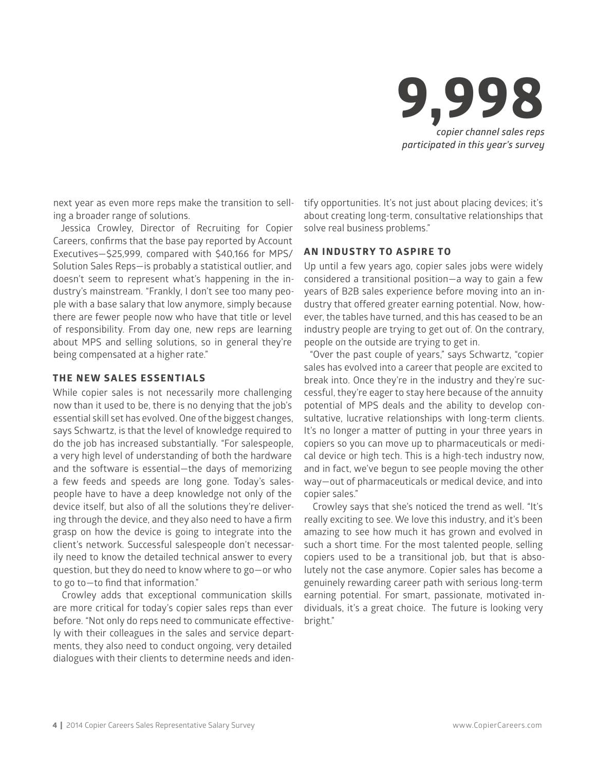**9,998**

*copier channel sales reps participated in this year's survey*

next year as even more reps make the transition to selling a broader range of solutions.

Jessica Crowley, Director of Recruiting for Copier Careers, confirms that the base pay reported by Account Executives—$25,999, compared with $40,166 for MPS/Solution Sales Reps—is probably a statistical outlier, and doesn't seem to represent what's happening in the industry's mainstream. "Frankly, I don't see too many people with a base salary that low anymore, simply because there are fewer people now who have that title or level of responsibility. From day one, new reps are learning about MPS and selling solutions, so in general they're being compensated at a higher rate."

## THE NEW SALES ESSENTIALS

While copier sales is not necessarily more challenging now than it used to be, there is no denying that the job's essential skill set has evolved. One of the biggest changes, says Schwartz, is that the level of knowledge required to do the job has increased substantially. "For salespeople, a very high level of understanding of both the hardware and the software is essential—the days of memorizing a few feeds and speeds are long gone. Today's salespeople have to have a deep knowledge not only of the device itself, but also of all the solutions they're delivering through the device, and they also need to have a firm grasp on how the device is going to integrate into the client's network. Successful salespeople don't necessarily need to know the detailed technical answer to every question, but they do need to know where to go—or who to go to—to find that information."

Crowley adds that exceptional communication skills are more critical for today's copier sales reps than ever before. "Not only do reps need to communicate effectively with their colleagues in the sales and service departments, they also need to conduct ongoing, very detailed dialogues with their clients to determine needs and identify opportunities. It's not just about placing devices; it's about creating long-term, consultative relationships that solve real business problems."

## AN INDUSTRY TO ASPIRE TO

Up until a few years ago, copier sales jobs were widely considered a transitional position—a way to gain a few years of B2B sales experience before moving into an industry that offered greater earning potential. Now, however, the tables have turned, and this has ceased to be an industry people are trying to get out of. On the contrary, people on the outside are trying to get in.

"Over the past couple of years," says Schwartz, "copier sales has evolved into a career that people are excited to break into. Once they're in the industry and they're successful, they're eager to stay here because of the annuity potential of MPS deals and the ability to develop consultative, lucrative relationships with long-term clients. It's no longer a matter of putting in your three years in copiers so you can move up to pharmaceuticals or medical device or high tech. This is a high-tech industry now, and in fact, we've begun to see people moving the other way—out of pharmaceuticals or medical device, and into copier sales."

Crowley says that she's noticed the trend as well. "It's really exciting to see. We love this industry, and it's been amazing to see how much it has grown and evolved in such a short time. For the most talented people, selling copiers used to be a transitional job, but that is absolutely not the case anymore. Copier sales has become a genuinely rewarding career path with serious long-term earning potential. For smart, passionate, motivated individuals, it's a great choice. The future is looking very bright."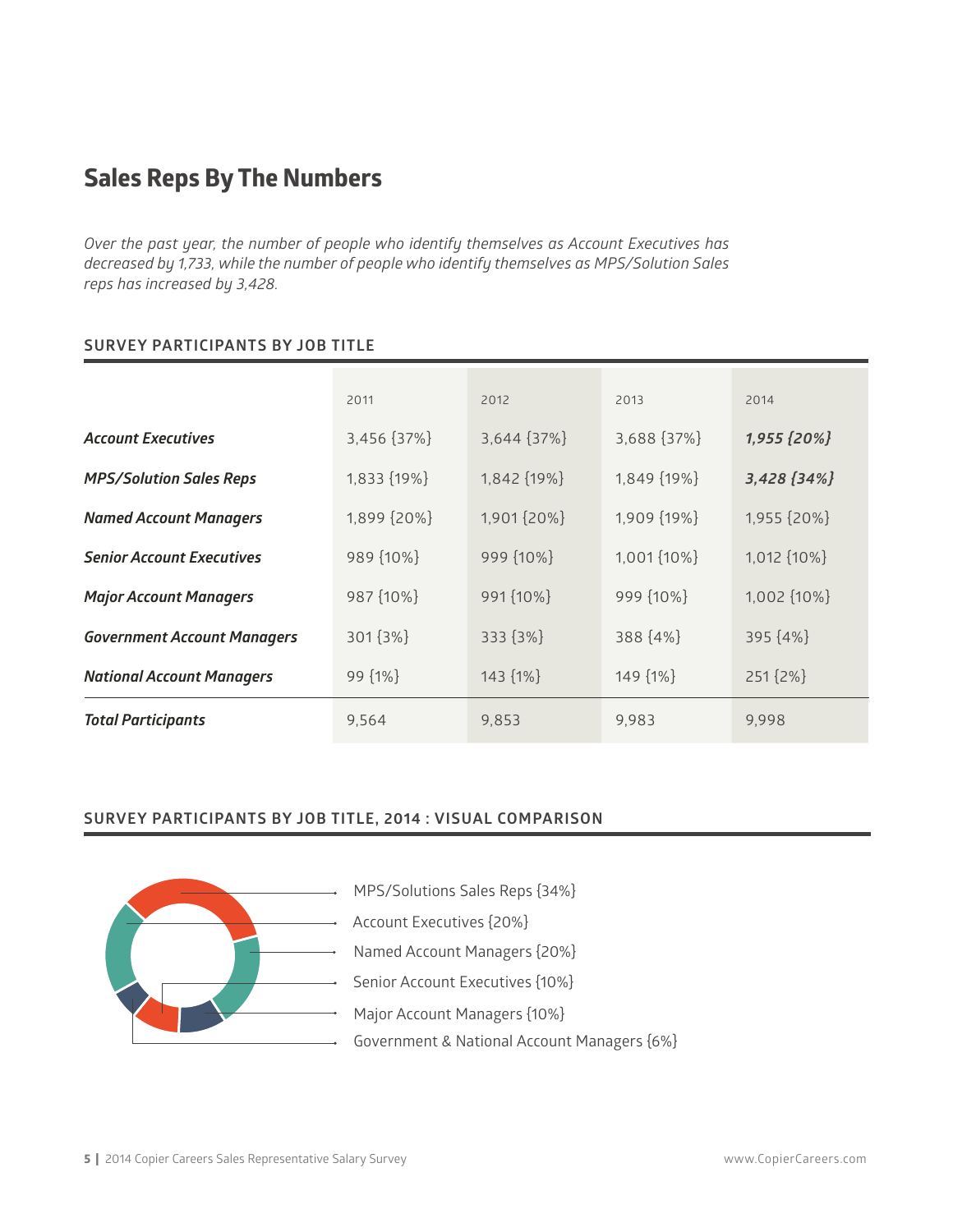# Sales Reps By The Numbers

*Over the past year, the number of people who identify themselves as Account Executives has decreased by 1,733, while the number of people who identify themselves as MPS/Solution Sales reps has increased by 3,428.*

## SURVEY PARTICIPANTS BY JOB TITLE

| | 2011 | 2012 | 2013 | 2014 |
|---|---|---|---|---|
| ***Account Executives*** | 3,456 {37%} | 3,644 {37%} | 3,688 {37%} | ***1,955 {20%}*** |
| ***MPS/Solution Sales Reps*** | 1,833 {19%} | 1,842 {19%} | 1,849 {19%} | ***3,428 {34%}*** |
| ***Named Account Managers*** | 1,899 {20%} | 1,901 {20%} | 1,909 {19%} | 1,955 {20%} |
| ***Senior Account Executives*** | 989 {10%} | 999 {10%} | 1,001 {10%} | 1,012 {10%} |
| ***Major Account Managers*** | 987 {10%} | 991 {10%} | 999 {10%} | 1,002 {10%} |
| ***Government Account Managers*** | 301 {3%} | 333 {3%} | 388 {4%} | 395 {4%} |
| ***National Account Managers*** | 99 {1%} | 143 {1%} | 149 {1%} | 251 {2%} |
| ***Total Participants*** | 9,564 | 9,853 | 9,983 | 9,998 |

## SURVEY PARTICIPANTS BY JOB TITLE, 2014 : VISUAL COMPARISON

- MPS/Solutions Sales Reps {34%}
- Account Executives {20%}
- Named Account Managers {20%}
- Senior Account Executives {10%}
- Major Account Managers {10%}
- Government & National Account Managers {6%}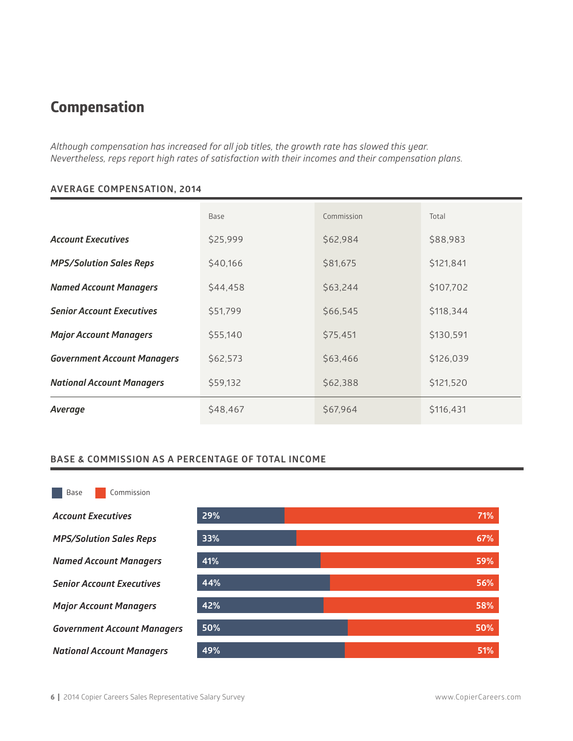## Compensation

*Although compensation has increased for all job titles, the growth rate has slowed this year. Nevertheless, reps report high rates of satisfaction with their incomes and their compensation plans.*

### AVERAGE COMPENSATION, 2014

| | Base | Commission | Total |
|---|---|---|---|
| ***Account Executives*** | $25,999 | $62,984 | $88,983 |
| ***MPS/Solution Sales Reps*** | $40,166 | $81,675 | $121,841 |
| ***Named Account Managers*** | $44,458 | $63,244 | $107,702 |
| ***Senior Account Executives*** | $51,799 | $66,545 | $118,344 |
| ***Major Account Managers*** | $55,140 | $75,451 | $130,591 |
| ***Government Account Managers*** | $62,573 | $63,466 | $126,039 |
| ***National Account Managers*** | $59,132 | $62,388 | $121,520 |
| ***Average*** | $48,467 | $67,964 | $116,431 |

### BASE & COMMISSION AS A PERCENTAGE OF TOTAL INCOME

| | Base | Commission |
|---|---|---|
| ***Account Executives*** | 29% | 71% |
| ***MPS/Solution Sales Reps*** | 33% | 67% |
| ***Named Account Managers*** | 41% | 59% |
| ***Senior Account Executives*** | 44% | 56% |
| ***Major Account Managers*** | 42% | 58% |
| ***Government Account Managers*** | 50% | 50% |
| ***National Account Managers*** | 49% | 51% |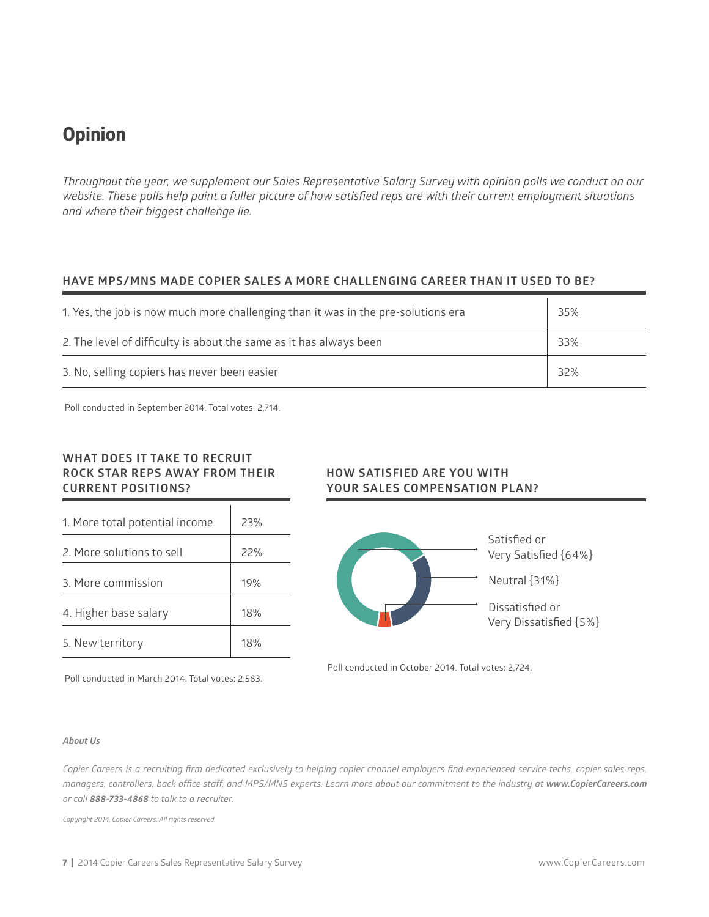# Opinion

*Throughout the year, we supplement our Sales Representative Salary Survey with opinion polls we conduct on our website. These polls help paint a fuller picture of how satisfied reps are with their current employment situations and where their biggest challenge lie.*

### HAVE MPS/MNS MADE COPIER SALES A MORE CHALLENGING CAREER THAN IT USED TO BE?

| | |
|---|---|
| 1. Yes, the job is now much more challenging than it was in the pre-solutions era | 35% |
| 2. The level of difficulty is about the same as it has always been | 33% |
| 3. No, selling copiers has never been easier | 32% |

Poll conducted in September 2014. Total votes: 2,714.

### WHAT DOES IT TAKE TO RECRUIT ROCK STAR REPS AWAY FROM THEIR CURRENT POSITIONS?

| | |
|---|---|
| 1. More total potential income | 23% |
| 2. More solutions to sell | 22% |
| 3. More commission | 19% |
| 4. Higher base salary | 18% |
| 5. New territory | 18% |

Poll conducted in March 2014. Total votes: 2,583.

### HOW SATISFIED ARE YOU WITH YOUR SALES COMPENSATION PLAN?

Satisfied or Very Satisfied {64%}

Neutral {31%}

Dissatisfied or Very Dissatisfied {5%}

Poll conducted in October 2014. Total votes: 2,724.

***About Us***

*Copier Careers is a recruiting firm dedicated exclusively to helping copier channel employers find experienced service techs, copier sales reps, managers, controllers, back office staff, and MPS/MNS experts. Learn more about our commitment to the industry at* ***www.CopierCareers.com*** *or call* ***888-733-4868*** *to talk to a recruiter.*

*Copyright 2014, Copier Careers. All rights reserved.*